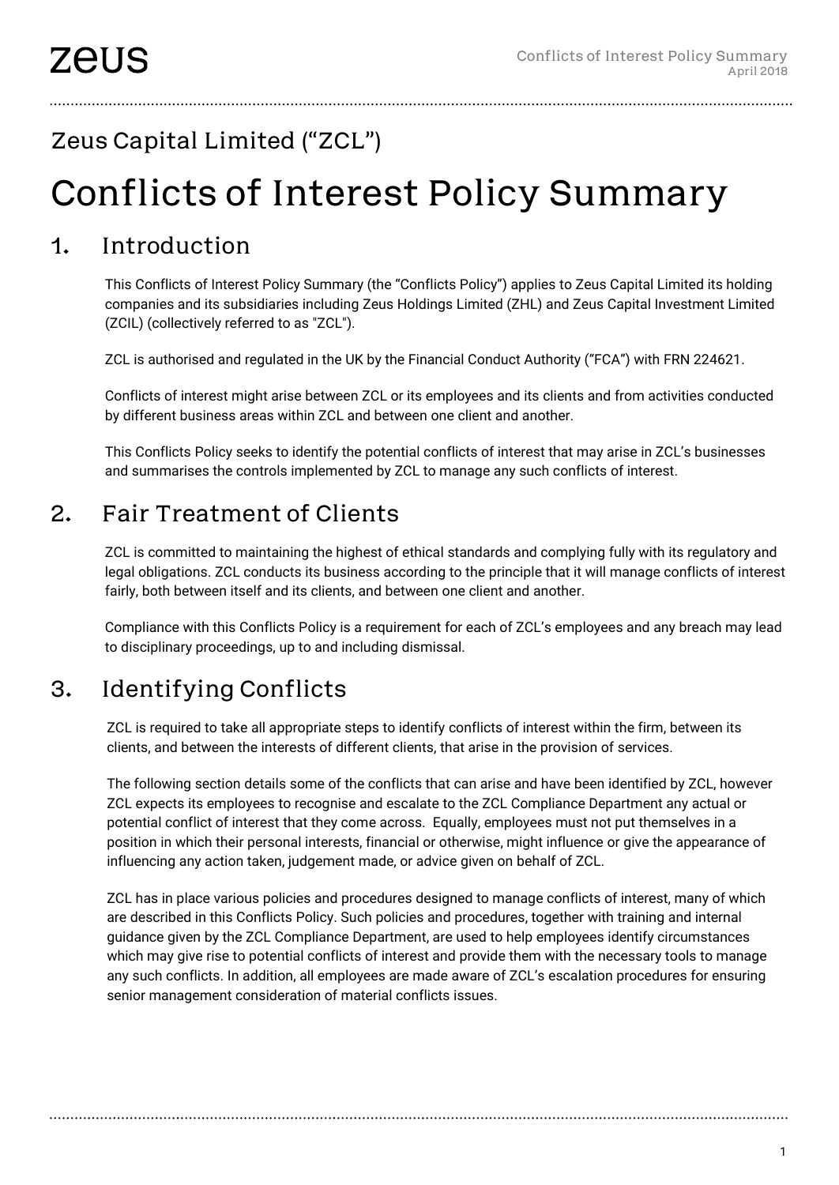zeus

## Zeus Capital Limited (“ZCL”)

# Conflicts of Interest Policy Summary

## 1. Introduction

This Conflicts of Interest Policy Summary (the “Conflicts Policy”) applies to Zeus Capital Limited its holding companies and its subsidiaries including Zeus Holdings Limited (ZHL) and Zeus Capital Investment Limited (ZCIL) (collectively referred to as "ZCL").

ZCL is authorised and regulated in the UK by the Financial Conduct Authority (“FCA”) with FRN 224621.

Conflicts of interest might arise between ZCL or its employees and its clients and from activities conducted by different business areas within ZCL and between one client and another.

This Conflicts Policy seeks to identify the potential conflicts of interest that may arise in ZCL’s businesses and summarises the controls implemented by ZCL to manage any such conflicts of interest.

## 2. Fair Treatment of Clients

ZCL is committed to maintaining the highest of ethical standards and complying fully with its regulatory and legal obligations. ZCL conducts its business according to the principle that it will manage conflicts of interest fairly, both between itself and its clients, and between one client and another.

Compliance with this Conflicts Policy is a requirement for each of ZCL’s employees and any breach may lead to disciplinary proceedings, up to and including dismissal.

## 3. Identifying Conflicts

ZCL is required to take all appropriate steps to identify conflicts of interest within the firm, between its clients, and between the interests of different clients, that arise in the provision of services.

The following section details some of the conflicts that can arise and have been identified by ZCL, however ZCL expects its employees to recognise and escalate to the ZCL Compliance Department any actual or potential conflict of interest that they come across. Equally, employees must not put themselves in a position in which their personal interests, financial or otherwise, might influence or give the appearance of influencing any action taken, judgement made, or advice given on behalf of ZCL.

ZCL has in place various policies and procedures designed to manage conflicts of interest, many of which are described in this Conflicts Policy. Such policies and procedures, together with training and internal guidance given by the ZCL Compliance Department, are used to help employees identify circumstances which may give rise to potential conflicts of interest and provide them with the necessary tools to manage any such conflicts. In addition, all employees are made aware of ZCL’s escalation procedures for ensuring senior management consideration of material conflicts issues.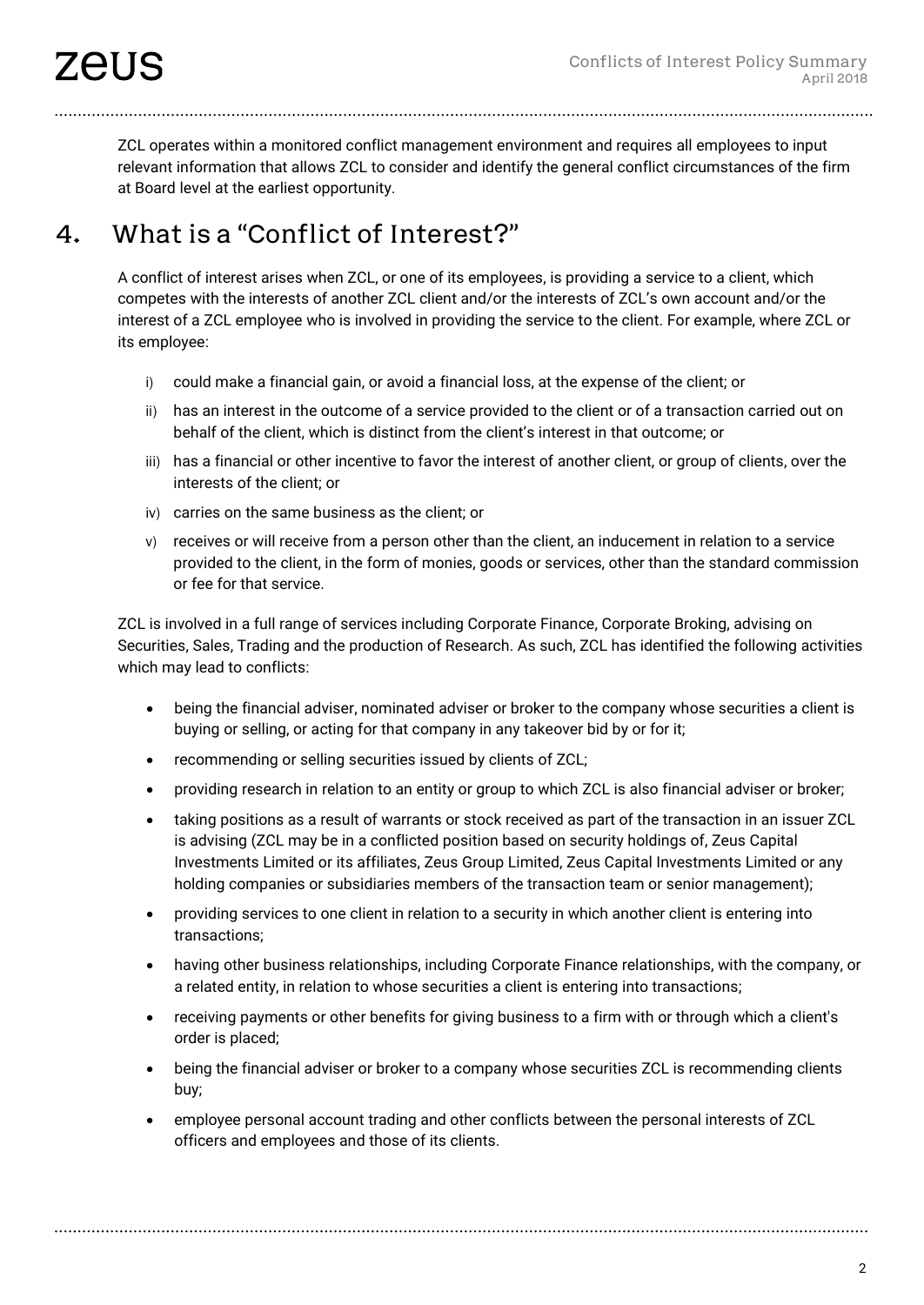ZCL operates within a monitored conflict management environment and requires all employees to input relevant information that allows ZCL to consider and identify the general conflict circumstances of the firm at Board level at the earliest opportunity.

## 4. What is a "Conflict of Interest?"

A conflict of interest arises when ZCL, or one of its employees, is providing a service to a client, which competes with the interests of another ZCL client and/or the interests of ZCL's own account and/or the interest of a ZCL employee who is involved in providing the service to the client. For example, where ZCL or its employee:

i) could make a financial gain, or avoid a financial loss, at the expense of the client; or

ii) has an interest in the outcome of a service provided to the client or of a transaction carried out on behalf of the client, which is distinct from the client's interest in that outcome; or

iii) has a financial or other incentive to favor the interest of another client, or group of clients, over the interests of the client; or

iv) carries on the same business as the client; or

v) receives or will receive from a person other than the client, an inducement in relation to a service provided to the client, in the form of monies, goods or services, other than the standard commission or fee for that service.

ZCL is involved in a full range of services including Corporate Finance, Corporate Broking, advising on Securities, Sales, Trading and the production of Research. As such, ZCL has identified the following activities which may lead to conflicts:

- being the financial adviser, nominated adviser or broker to the company whose securities a client is buying or selling, or acting for that company in any takeover bid by or for it;
- recommending or selling securities issued by clients of ZCL;
- providing research in relation to an entity or group to which ZCL is also financial adviser or broker;
- taking positions as a result of warrants or stock received as part of the transaction in an issuer ZCL is advising (ZCL may be in a conflicted position based on security holdings of, Zeus Capital Investments Limited or its affiliates, Zeus Group Limited, Zeus Capital Investments Limited or any holding companies or subsidiaries members of the transaction team or senior management);
- providing services to one client in relation to a security in which another client is entering into transactions;
- having other business relationships, including Corporate Finance relationships, with the company, or a related entity, in relation to whose securities a client is entering into transactions;
- receiving payments or other benefits for giving business to a firm with or through which a client's order is placed;
- being the financial adviser or broker to a company whose securities ZCL is recommending clients buy;
- employee personal account trading and other conflicts between the personal interests of ZCL officers and employees and those of its clients.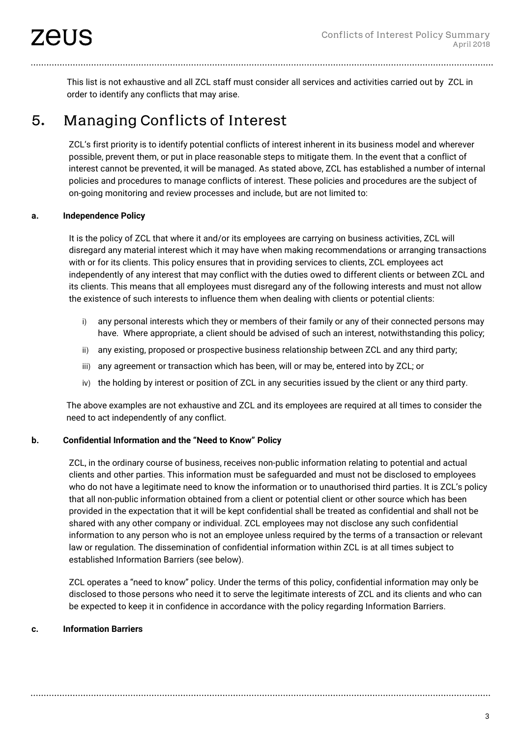This list is not exhaustive and all ZCL staff must consider all services and activities carried out by ZCL in order to identify any conflicts that may arise.

# 5. Managing Conflicts of Interest

ZCL's first priority is to identify potential conflicts of interest inherent in its business model and wherever possible, prevent them, or put in place reasonable steps to mitigate them. In the event that a conflict of interest cannot be prevented, it will be managed. As stated above, ZCL has established a number of internal policies and procedures to manage conflicts of interest. These policies and procedures are the subject of on-going monitoring and review processes and include, but are not limited to:

### a. Independence Policy

It is the policy of ZCL that where it and/or its employees are carrying on business activities, ZCL will disregard any material interest which it may have when making recommendations or arranging transactions with or for its clients. This policy ensures that in providing services to clients, ZCL employees act independently of any interest that may conflict with the duties owed to different clients or between ZCL and its clients. This means that all employees must disregard any of the following interests and must not allow the existence of such interests to influence them when dealing with clients or potential clients:

i) any personal interests which they or members of their family or any of their connected persons may have. Where appropriate, a client should be advised of such an interest, notwithstanding this policy;

ii) any existing, proposed or prospective business relationship between ZCL and any third party;

iii) any agreement or transaction which has been, will or may be, entered into by ZCL; or

iv) the holding by interest or position of ZCL in any securities issued by the client or any third party.

The above examples are not exhaustive and ZCL and its employees are required at all times to consider the need to act independently of any conflict.

### b. Confidential Information and the "Need to Know" Policy

ZCL, in the ordinary course of business, receives non-public information relating to potential and actual clients and other parties. This information must be safeguarded and must not be disclosed to employees who do not have a legitimate need to know the information or to unauthorised third parties. It is ZCL's policy that all non-public information obtained from a client or potential client or other source which has been provided in the expectation that it will be kept confidential shall be treated as confidential and shall not be shared with any other company or individual. ZCL employees may not disclose any such confidential information to any person who is not an employee unless required by the terms of a transaction or relevant law or regulation. The dissemination of confidential information within ZCL is at all times subject to established Information Barriers (see below).

ZCL operates a "need to know" policy. Under the terms of this policy, confidential information may only be disclosed to those persons who need it to serve the legitimate interests of ZCL and its clients and who can be expected to keep it in confidence in accordance with the policy regarding Information Barriers.

### c. Information Barriers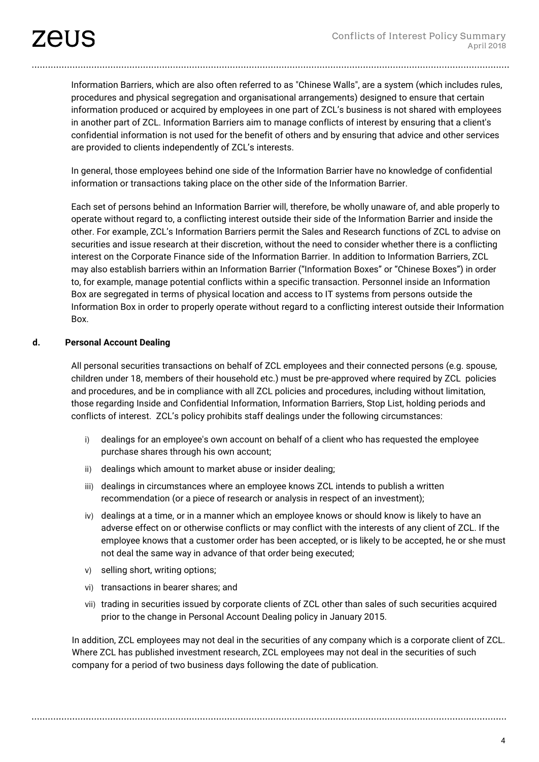Information Barriers, which are also often referred to as "Chinese Walls", are a system (which includes rules, procedures and physical segregation and organisational arrangements) designed to ensure that certain information produced or acquired by employees in one part of ZCL's business is not shared with employees in another part of ZCL. Information Barriers aim to manage conflicts of interest by ensuring that a client's confidential information is not used for the benefit of others and by ensuring that advice and other services are provided to clients independently of ZCL's interests.

In general, those employees behind one side of the Information Barrier have no knowledge of confidential information or transactions taking place on the other side of the Information Barrier.

Each set of persons behind an Information Barrier will, therefore, be wholly unaware of, and able properly to operate without regard to, a conflicting interest outside their side of the Information Barrier and inside the other. For example, ZCL's Information Barriers permit the Sales and Research functions of ZCL to advise on securities and issue research at their discretion, without the need to consider whether there is a conflicting interest on the Corporate Finance side of the Information Barrier. In addition to Information Barriers, ZCL may also establish barriers within an Information Barrier ("Information Boxes" or "Chinese Boxes") in order to, for example, manage potential conflicts within a specific transaction. Personnel inside an Information Box are segregated in terms of physical location and access to IT systems from persons outside the Information Box in order to properly operate without regard to a conflicting interest outside their Information Box.

**d. Personal Account Dealing**

All personal securities transactions on behalf of ZCL employees and their connected persons (e.g. spouse, children under 18, members of their household etc.) must be pre-approved where required by ZCL policies and procedures, and be in compliance with all ZCL policies and procedures, including without limitation, those regarding Inside and Confidential Information, Information Barriers, Stop List, holding periods and conflicts of interest. ZCL's policy prohibits staff dealings under the following circumstances:

i) dealings for an employee's own account on behalf of a client who has requested the employee purchase shares through his own account;

ii) dealings which amount to market abuse or insider dealing;

iii) dealings in circumstances where an employee knows ZCL intends to publish a written recommendation (or a piece of research or analysis in respect of an investment);

iv) dealings at a time, or in a manner which an employee knows or should know is likely to have an adverse effect on or otherwise conflicts or may conflict with the interests of any client of ZCL. If the employee knows that a customer order has been accepted, or is likely to be accepted, he or she must not deal the same way in advance of that order being executed;

v) selling short, writing options;

vi) transactions in bearer shares; and

vii) trading in securities issued by corporate clients of ZCL other than sales of such securities acquired prior to the change in Personal Account Dealing policy in January 2015.

In addition, ZCL employees may not deal in the securities of any company which is a corporate client of ZCL. Where ZCL has published investment research, ZCL employees may not deal in the securities of such company for a period of two business days following the date of publication.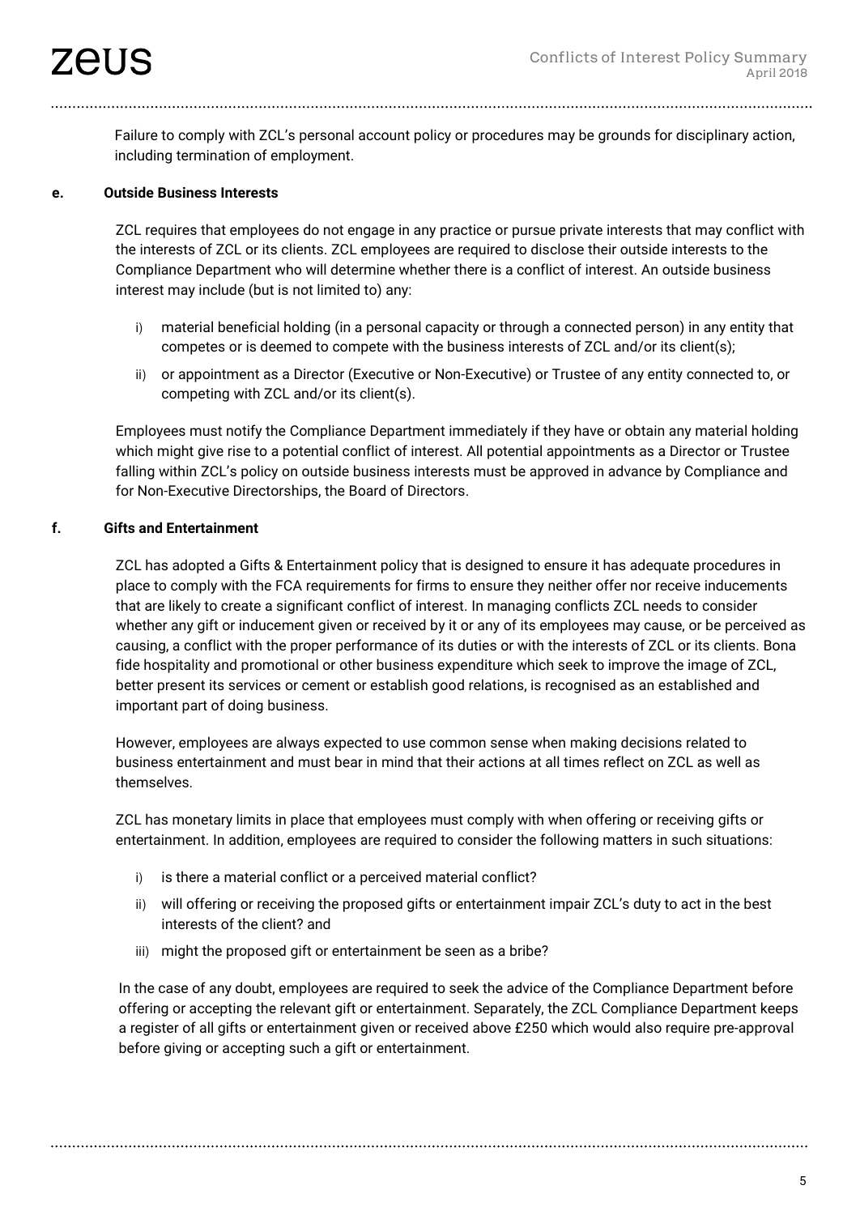Failure to comply with ZCL's personal account policy or procedures may be grounds for disciplinary action, including termination of employment.

### e. Outside Business Interests

ZCL requires that employees do not engage in any practice or pursue private interests that may conflict with the interests of ZCL or its clients. ZCL employees are required to disclose their outside interests to the Compliance Department who will determine whether there is a conflict of interest. An outside business interest may include (but is not limited to) any:

i) material beneficial holding (in a personal capacity or through a connected person) in any entity that competes or is deemed to compete with the business interests of ZCL and/or its client(s);

ii) or appointment as a Director (Executive or Non-Executive) or Trustee of any entity connected to, or competing with ZCL and/or its client(s).

Employees must notify the Compliance Department immediately if they have or obtain any material holding which might give rise to a potential conflict of interest. All potential appointments as a Director or Trustee falling within ZCL's policy on outside business interests must be approved in advance by Compliance and for Non-Executive Directorships, the Board of Directors.

### f. Gifts and Entertainment

ZCL has adopted a Gifts & Entertainment policy that is designed to ensure it has adequate procedures in place to comply with the FCA requirements for firms to ensure they neither offer nor receive inducements that are likely to create a significant conflict of interest. In managing conflicts ZCL needs to consider whether any gift or inducement given or received by it or any of its employees may cause, or be perceived as causing, a conflict with the proper performance of its duties or with the interests of ZCL or its clients. Bona fide hospitality and promotional or other business expenditure which seek to improve the image of ZCL, better present its services or cement or establish good relations, is recognised as an established and important part of doing business.

However, employees are always expected to use common sense when making decisions related to business entertainment and must bear in mind that their actions at all times reflect on ZCL as well as themselves.

ZCL has monetary limits in place that employees must comply with when offering or receiving gifts or entertainment. In addition, employees are required to consider the following matters in such situations:

i) is there a material conflict or a perceived material conflict?

ii) will offering or receiving the proposed gifts or entertainment impair ZCL's duty to act in the best interests of the client? and

iii) might the proposed gift or entertainment be seen as a bribe?

In the case of any doubt, employees are required to seek the advice of the Compliance Department before offering or accepting the relevant gift or entertainment. Separately, the ZCL Compliance Department keeps a register of all gifts or entertainment given or received above £250 which would also require pre-approval before giving or accepting such a gift or entertainment.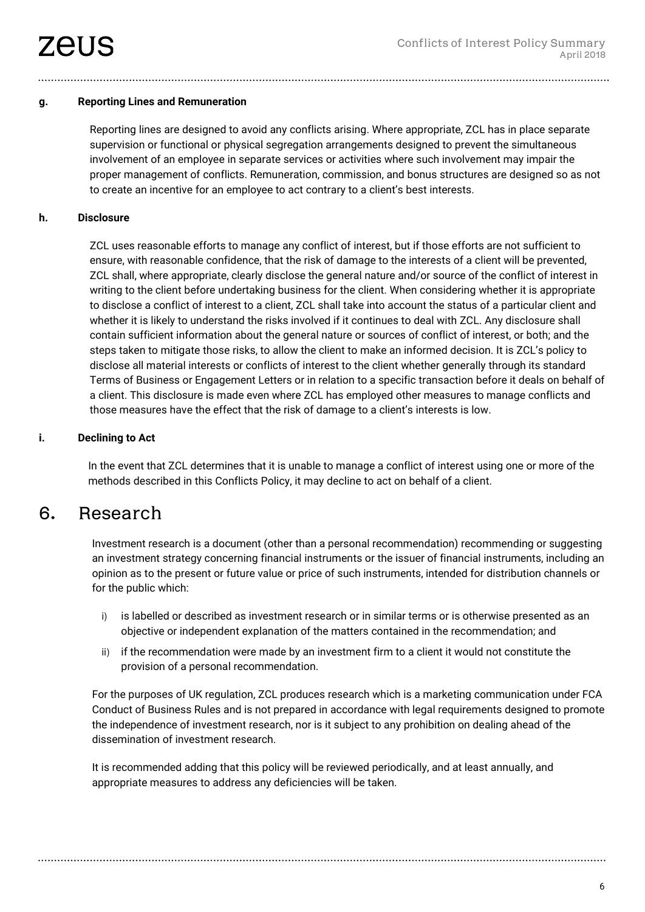### g. Reporting Lines and Remuneration

Reporting lines are designed to avoid any conflicts arising. Where appropriate, ZCL has in place separate supervision or functional or physical segregation arrangements designed to prevent the simultaneous involvement of an employee in separate services or activities where such involvement may impair the proper management of conflicts. Remuneration, commission, and bonus structures are designed so as not to create an incentive for an employee to act contrary to a client's best interests.

### h. Disclosure

ZCL uses reasonable efforts to manage any conflict of interest, but if those efforts are not sufficient to ensure, with reasonable confidence, that the risk of damage to the interests of a client will be prevented, ZCL shall, where appropriate, clearly disclose the general nature and/or source of the conflict of interest in writing to the client before undertaking business for the client. When considering whether it is appropriate to disclose a conflict of interest to a client, ZCL shall take into account the status of a particular client and whether it is likely to understand the risks involved if it continues to deal with ZCL. Any disclosure shall contain sufficient information about the general nature or sources of conflict of interest, or both; and the steps taken to mitigate those risks, to allow the client to make an informed decision. It is ZCL's policy to disclose all material interests or conflicts of interest to the client whether generally through its standard Terms of Business or Engagement Letters or in relation to a specific transaction before it deals on behalf of a client. This disclosure is made even where ZCL has employed other measures to manage conflicts and those measures have the effect that the risk of damage to a client's interests is low.

### i. Declining to Act

In the event that ZCL determines that it is unable to manage a conflict of interest using one or more of the methods described in this Conflicts Policy, it may decline to act on behalf of a client.

## 6. Research

Investment research is a document (other than a personal recommendation) recommending or suggesting an investment strategy concerning financial instruments or the issuer of financial instruments, including an opinion as to the present or future value or price of such instruments, intended for distribution channels or for the public which:

i) is labelled or described as investment research or in similar terms or is otherwise presented as an objective or independent explanation of the matters contained in the recommendation; and

ii) if the recommendation were made by an investment firm to a client it would not constitute the provision of a personal recommendation.

For the purposes of UK regulation, ZCL produces research which is a marketing communication under FCA Conduct of Business Rules and is not prepared in accordance with legal requirements designed to promote the independence of investment research, nor is it subject to any prohibition on dealing ahead of the dissemination of investment research.

It is recommended adding that this policy will be reviewed periodically, and at least annually, and appropriate measures to address any deficiencies will be taken.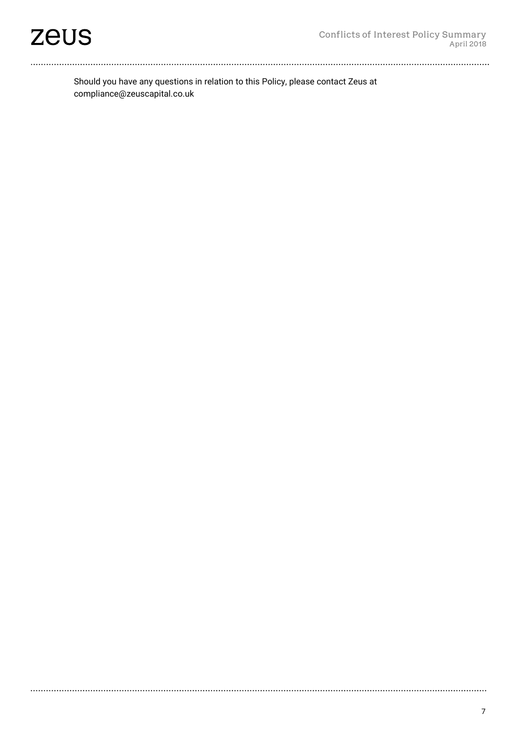Should you have any questions in relation to this Policy, please contact Zeus at compliance@zeuscapital.co.uk